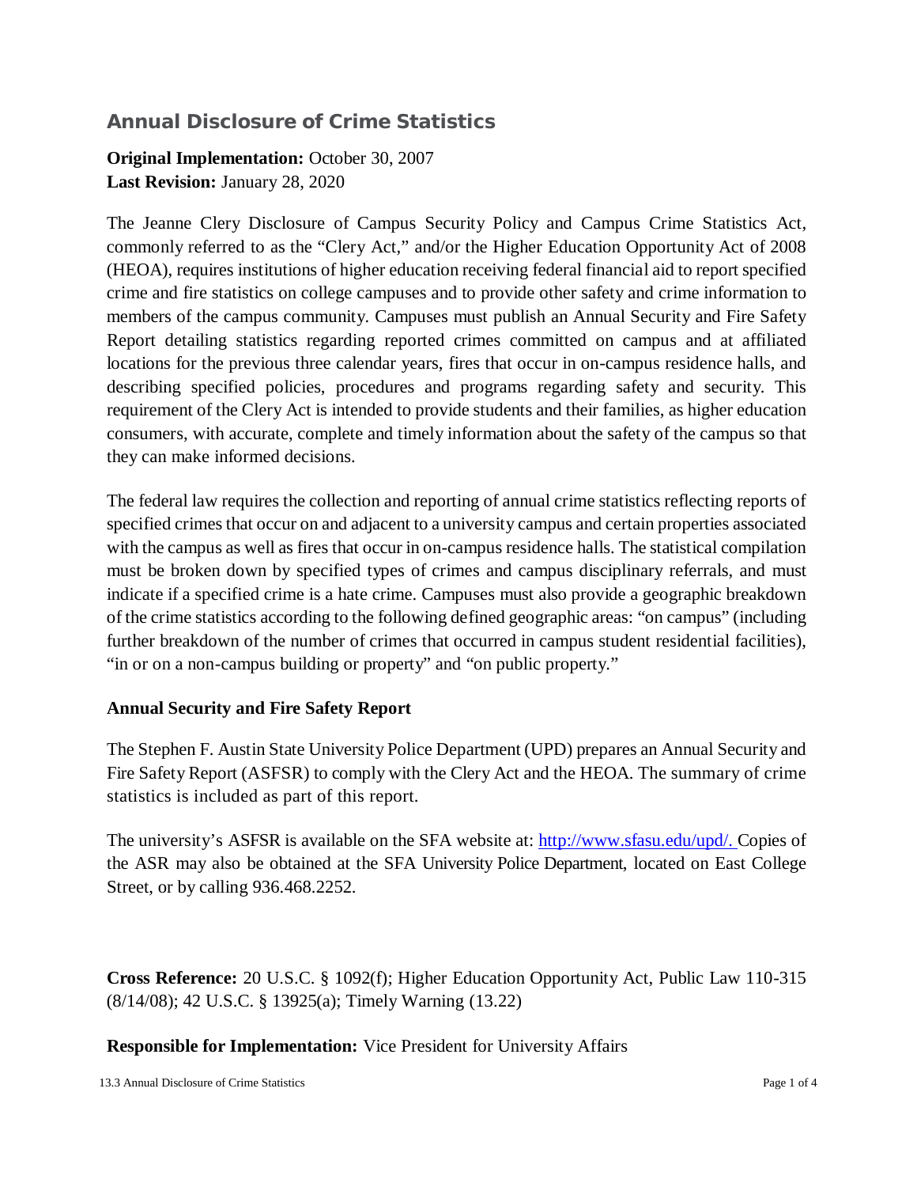# Annual Disclosure of Crime Statistics

**Original Implementation:** October 30, 2007
**Last Revision:** January 28, 2020

The Jeanne Clery Disclosure of Campus Security Policy and Campus Crime Statistics Act, commonly referred to as the "Clery Act," and/or the Higher Education Opportunity Act of 2008 (HEOA), requires institutions of higher education receiving federal financial aid to report specified crime and fire statistics on college campuses and to provide other safety and crime information to members of the campus community. Campuses must publish an Annual Security and Fire Safety Report detailing statistics regarding reported crimes committed on campus and at affiliated locations for the previous three calendar years, fires that occur in on-campus residence halls, and describing specified policies, procedures and programs regarding safety and security. This requirement of the Clery Act is intended to provide students and their families, as higher education consumers, with accurate, complete and timely information about the safety of the campus so that they can make informed decisions.

The federal law requires the collection and reporting of annual crime statistics reflecting reports of specified crimes that occur on and adjacent to a university campus and certain properties associated with the campus as well as fires that occur in on-campus residence halls. The statistical compilation must be broken down by specified types of crimes and campus disciplinary referrals, and must indicate if a specified crime is a hate crime. Campuses must also provide a geographic breakdown of the crime statistics according to the following defined geographic areas: "on campus" (including further breakdown of the number of crimes that occurred in campus student residential facilities), "in or on a non-campus building or property" and "on public property."

**Annual Security and Fire Safety Report**

The Stephen F. Austin State University Police Department (UPD) prepares an Annual Security and Fire Safety Report (ASFSR) to comply with the Clery Act and the HEOA. The summary of crime statistics is included as part of this report.

The university's ASFSR is available on the SFA website at: [http://www.sfasu.edu/upd/.](http://www.sfasu.edu/upd/) Copies of the ASR may also be obtained at the SFA University Police Department, located on East College Street, or by calling 936.468.2252.

**Cross Reference:** 20 U.S.C. § 1092(f); Higher Education Opportunity Act, Public Law 110-315 (8/14/08); 42 U.S.C. § 13925(a); Timely Warning (13.22)

**Responsible for Implementation:** Vice President for University Affairs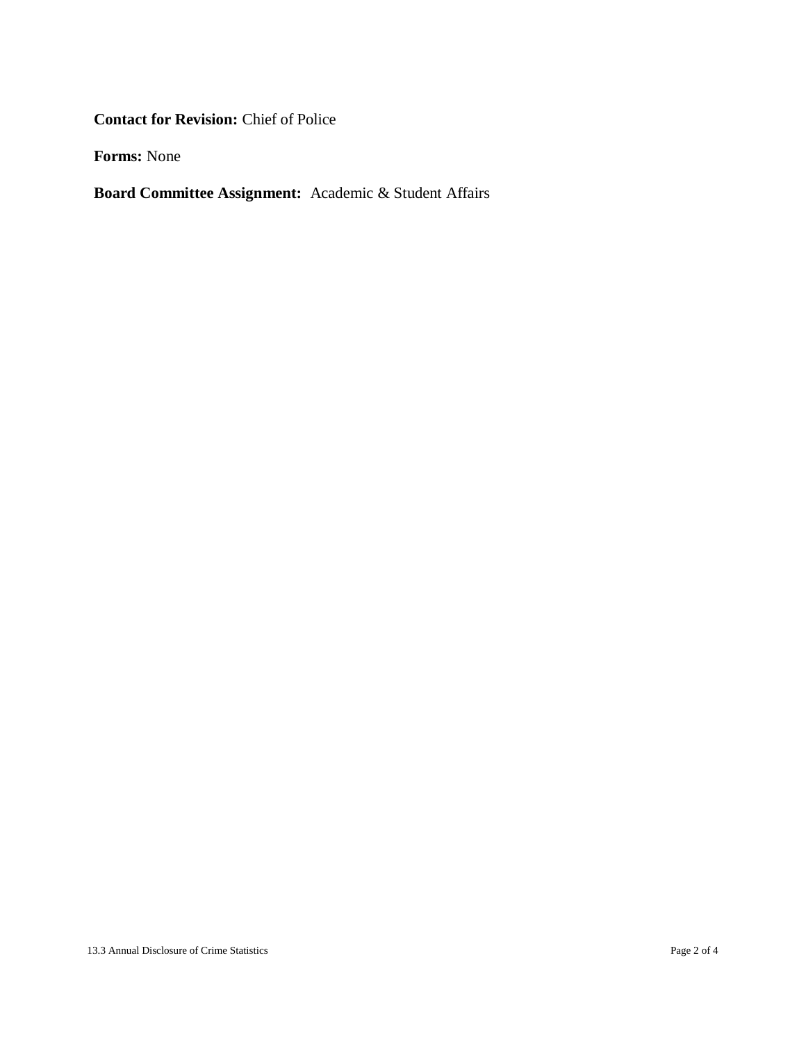**Contact for Revision:** Chief of Police

**Forms:** None

**Board Committee Assignment:** Academic & Student Affairs